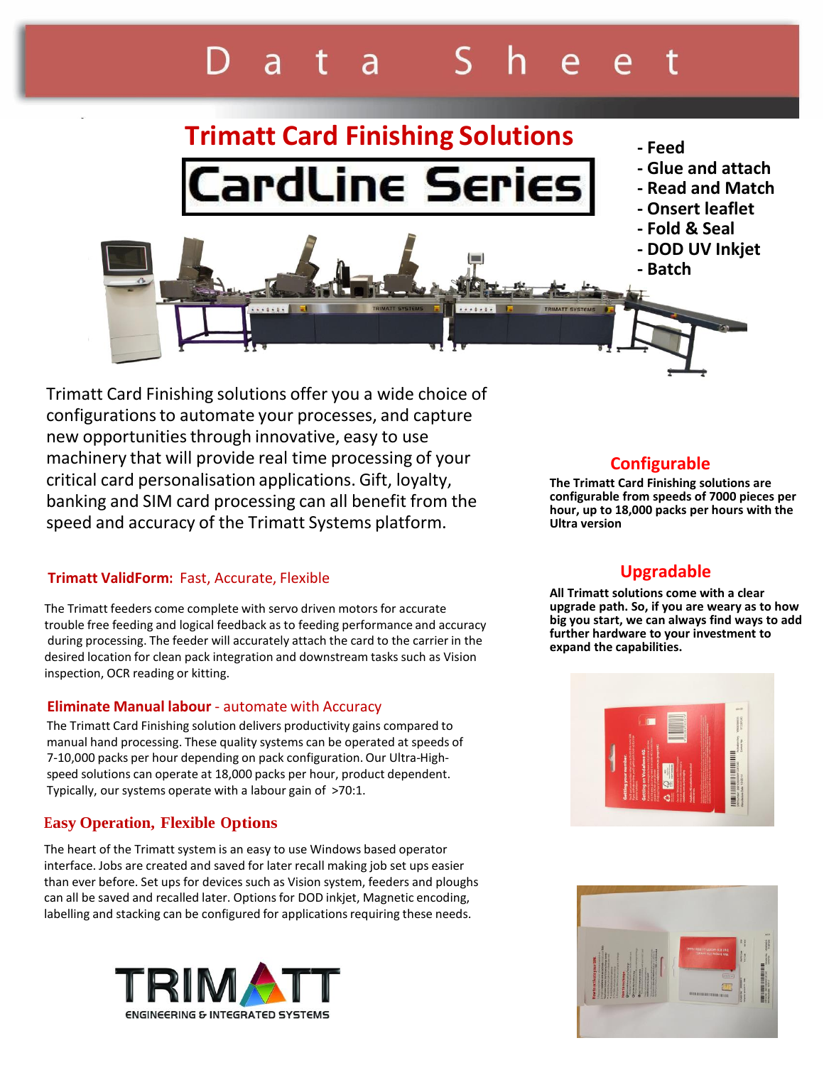# Data Sheet

## Trimatt Card Finishing Solutions

# CardLine Series

- Feed
- Glue and attach
- Read and Match
- Onsert leaflet
- Fold & Seal
- DOD UV Inkjet
- Batch

Trimatt Card Finishing solutions offer you a wide choice of configurations to automate your processes, and capture new opportunities through innovative, easy to use machinery that will provide real time processing of your critical card personalisation applications. Gift, loyalty, banking and SIM card processing can all benefit from the speed and accuracy of the Trimatt Systems platform.

### Configurable

**The Trimatt Card Finishing solutions are configurable from speeds of 7000 pieces per hour, up to 18,000 packs per hours with the Ultra version**

### Upgradable

**All Trimatt solutions come with a clear upgrade path. So, if you are weary as to how big you start, we can always find ways to add further hardware to your investment to expand the capabilities.**

### **Trimatt ValidForm:** Fast, Accurate, Flexible

The Trimatt feeders come complete with servo driven motors for accurate trouble free feeding and logical feedback as to feeding performance and accuracy during processing. The feeder will accurately attach the card to the carrier in the desired location for clean pack integration and downstream tasks such as Vision inspection, OCR reading or kitting.

### **Eliminate Manual labour** - automate with Accuracy

The Trimatt Card Finishing solution delivers productivity gains compared to manual hand processing. These quality systems can be operated at speeds of 7-10,000 packs per hour depending on pack configuration. Our Ultra-High-speed solutions can operate at 18,000 packs per hour, product dependent. Typically, our systems operate with a labour gain of >70:1.

### Easy Operation, Flexible Options

The heart of the Trimatt system is an easy to use Windows based operator interface. Jobs are created and saved for later recall making job set ups easier than ever before. Set ups for devices such as Vision system, feeders and ploughs can all be saved and recalled later. Options for DOD inkjet, Magnetic encoding, labelling and stacking can be configured for applications requiring these needs.

TRIMATT
ENGINEERING & INTEGRATED SYSTEMS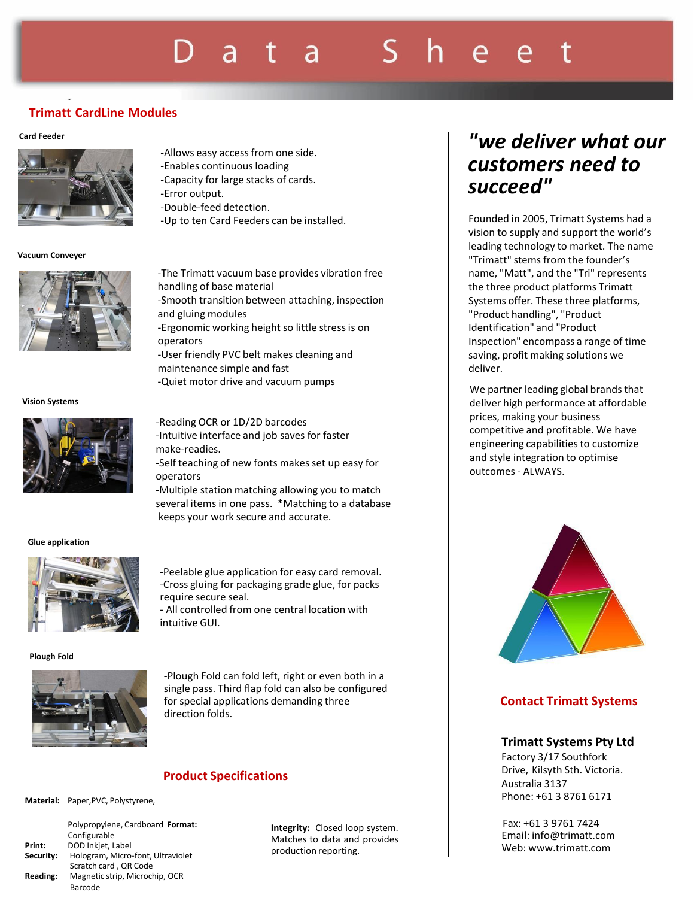# Data Sheet

## Trimatt CardLine Modules

### Card Feeder

- -Allows easy access from one side.
- -Enables continuous loading
- -Capacity for large stacks of cards.
- -Error output.
- -Double-feed detection.
- -Up to ten Card Feeders can be installed.

### Vacuum Conveyer

- -The Trimatt vacuum base provides vibration free handling of base material
- -Smooth transition between attaching, inspection and gluing modules
- -Ergonomic working height so little stress is on operators
- -User friendly PVC belt makes cleaning and maintenance simple and fast
- -Quiet motor drive and vacuum pumps

### Vision Systems

- -Reading OCR or 1D/2D barcodes
- -Intuitive interface and job saves for faster make-readies.
- -Self teaching of new fonts makes set up easy for operators
- -Multiple station matching allowing you to match several items in one pass. *Matching to a database keeps your work secure and accurate.

### Glue application

- -Peelable glue application for easy card removal.
- -Cross gluing for packaging grade glue, for packs require secure seal.
- - All controlled from one central location with intuitive GUI.

### Plough Fold

-Plough Fold can fold left, right or even both in a single pass. Third flap fold can also be configured for special applications demanding three direction folds.

## Product Specifications

**Material:** Paper,PVC, Polystyrene, Polypropylene, Cardboard

**Format:** Configurable

**Print:** DOD Inkjet, Label

**Security:** Hologram, Micro-font, Ultraviolet Scratch card , QR Code

**Reading:** Magnetic strip, Microchip, OCR Barcode

**Integrity:** Closed loop system. Matches to data and provides production reporting.

## *"we deliver what our customers need to succeed"*

Founded in 2005, Trimatt Systems had a vision to supply and support the world's leading technology to market. The name "Trimatt" stems from the founder's name, "Matt", and the "Tri" represents the three product platforms Trimatt Systems offer. These three platforms, "Product handling", "Product Identification" and "Product Inspection" encompass a range of time saving, profit making solutions we deliver.

We partner leading global brands that deliver high performance at affordable prices, making your business competitive and profitable. We have engineering capabilities to customize and style integration to optimise outcomes - ALWAYS.

## Contact Trimatt Systems

**Trimatt Systems Pty Ltd**
Factory 3/17 Southfork Drive, Kilsyth Sth. Victoria. Australia 3137
Phone: +61 3 8761 6171

Fax: +61 3 9761 7424
Email: info@trimatt.com
Web: www.trimatt.com